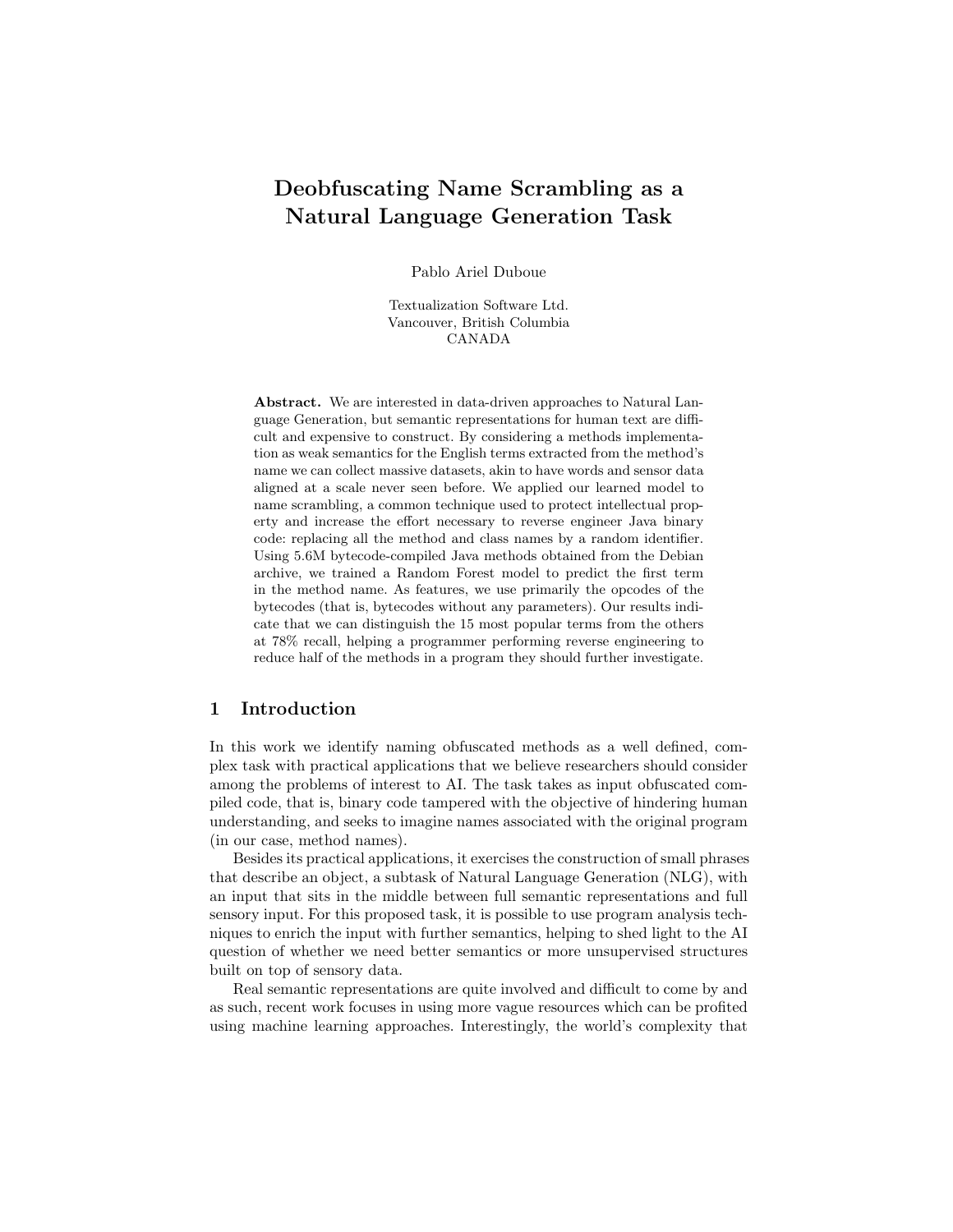# Deobfuscating Name Scrambling as a Natural Language Generation Task

Pablo Ariel Duboue

Textualization Software Ltd.
Vancouver, British Columbia
CANADA

**Abstract.** We are interested in data-driven approaches to Natural Language Generation, but semantic representations for human text are difficult and expensive to construct. By considering a methods implementation as weak semantics for the English terms extracted from the method's name we can collect massive datasets, akin to have words and sensor data aligned at a scale never seen before. We applied our learned model to name scrambling, a common technique used to protect intellectual property and increase the effort necessary to reverse engineer Java binary code: replacing all the method and class names by a random identifier. Using 5.6M bytecode-compiled Java methods obtained from the Debian archive, we trained a Random Forest model to predict the first term in the method name. As features, we use primarily the opcodes of the bytecodes (that is, bytecodes without any parameters). Our results indicate that we can distinguish the 15 most popular terms from the others at 78% recall, helping a programmer performing reverse engineering to reduce half of the methods in a program they should further investigate.

## 1 Introduction

In this work we identify naming obfuscated methods as a well defined, complex task with practical applications that we believe researchers should consider among the problems of interest to AI. The task takes as input obfuscated compiled code, that is, binary code tampered with the objective of hindering human understanding, and seeks to imagine names associated with the original program (in our case, method names).

Besides its practical applications, it exercises the construction of small phrases that describe an object, a subtask of Natural Language Generation (NLG), with an input that sits in the middle between full semantic representations and full sensory input. For this proposed task, it is possible to use program analysis techniques to enrich the input with further semantics, helping to shed light to the AI question of whether we need better semantics or more unsupervised structures built on top of sensory data.

Real semantic representations are quite involved and difficult to come by and as such, recent work focuses in using more vague resources which can be profited using machine learning approaches. Interestingly, the world's complexity that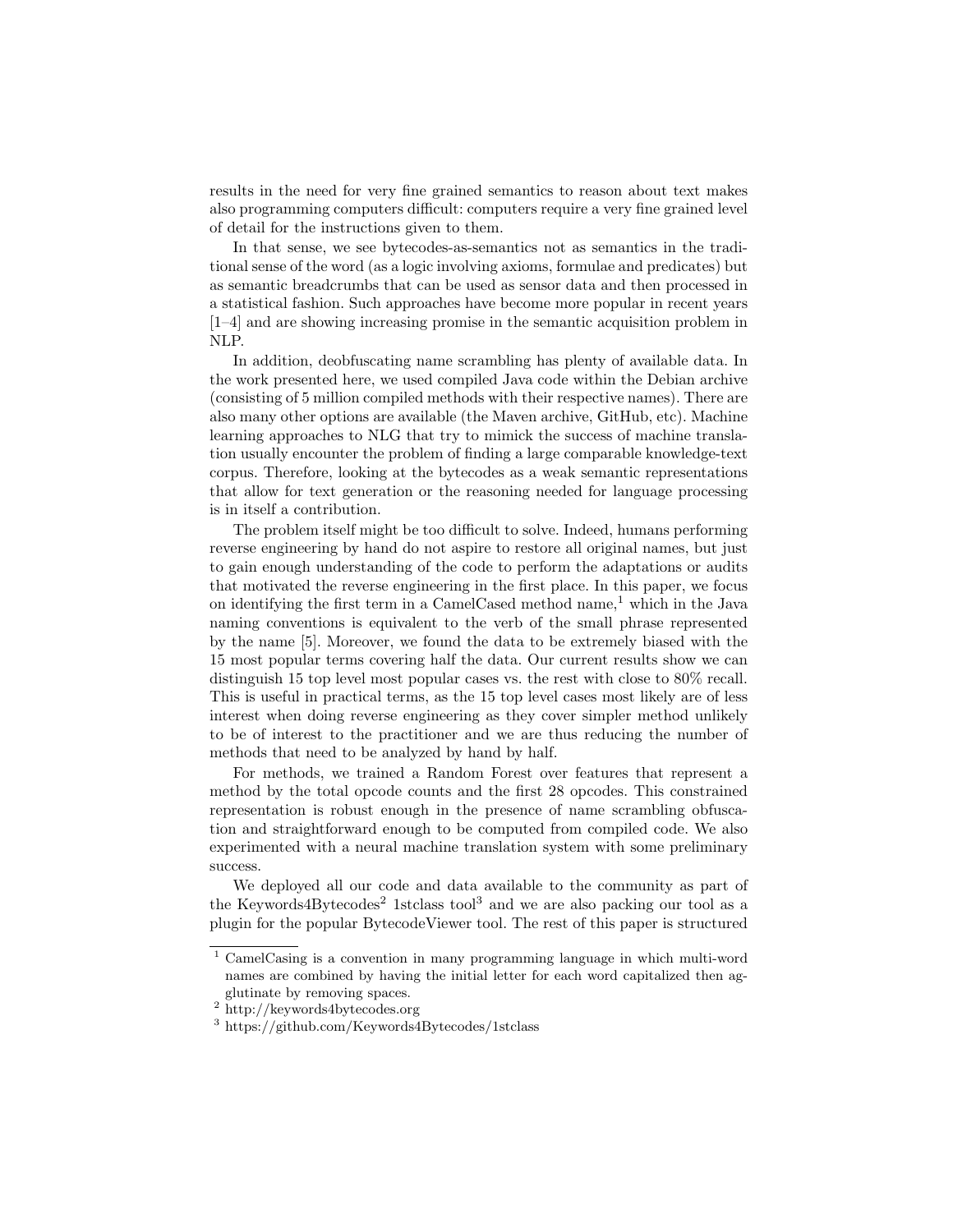results in the need for very fine grained semantics to reason about text makes also programming computers difficult: computers require a very fine grained level of detail for the instructions given to them.

In that sense, we see bytecodes-as-semantics not as semantics in the traditional sense of the word (as a logic involving axioms, formulae and predicates) but as semantic breadcrumbs that can be used as sensor data and then processed in a statistical fashion. Such approaches have become more popular in recent years [1–4] and are showing increasing promise in the semantic acquisition problem in NLP.

In addition, deobfuscating name scrambling has plenty of available data. In the work presented here, we used compiled Java code within the Debian archive (consisting of 5 million compiled methods with their respective names). There are also many other options are available (the Maven archive, GitHub, etc). Machine learning approaches to NLG that try to mimick the success of machine translation usually encounter the problem of finding a large comparable knowledge-text corpus. Therefore, looking at the bytecodes as a weak semantic representations that allow for text generation or the reasoning needed for language processing is in itself a contribution.

The problem itself might be too difficult to solve. Indeed, humans performing reverse engineering by hand do not aspire to restore all original names, but just to gain enough understanding of the code to perform the adaptations or audits that motivated the reverse engineering in the first place. In this paper, we focus on identifying the first term in a CamelCased method name,[1] which in the Java naming conventions is equivalent to the verb of the small phrase represented by the name [5]. Moreover, we found the data to be extremely biased with the 15 most popular terms covering half the data. Our current results show we can distinguish 15 top level most popular cases vs. the rest with close to 80% recall. This is useful in practical terms, as the 15 top level cases most likely are of less interest when doing reverse engineering as they cover simpler method unlikely to be of interest to the practitioner and we are thus reducing the number of methods that need to be analyzed by hand by half.

For methods, we trained a Random Forest over features that represent a method by the total opcode counts and the first 28 opcodes. This constrained representation is robust enough in the presence of name scrambling obfuscation and straightforward enough to be computed from compiled code. We also experimented with a neural machine translation system with some preliminary success.

We deployed all our code and data available to the community as part of the Keywords4Bytecodes[2] 1stclass tool[3] and we are also packing our tool as a plugin for the popular BytecodeViewer tool. The rest of this paper is structured

[1] CamelCasing is a convention in many programming language in which multi-word names are combined by having the initial letter for each word capitalized then agglutinate by removing spaces.

[2] http://keywords4bytecodes.org

[3] https://github.com/Keywords4Bytecodes/1stclass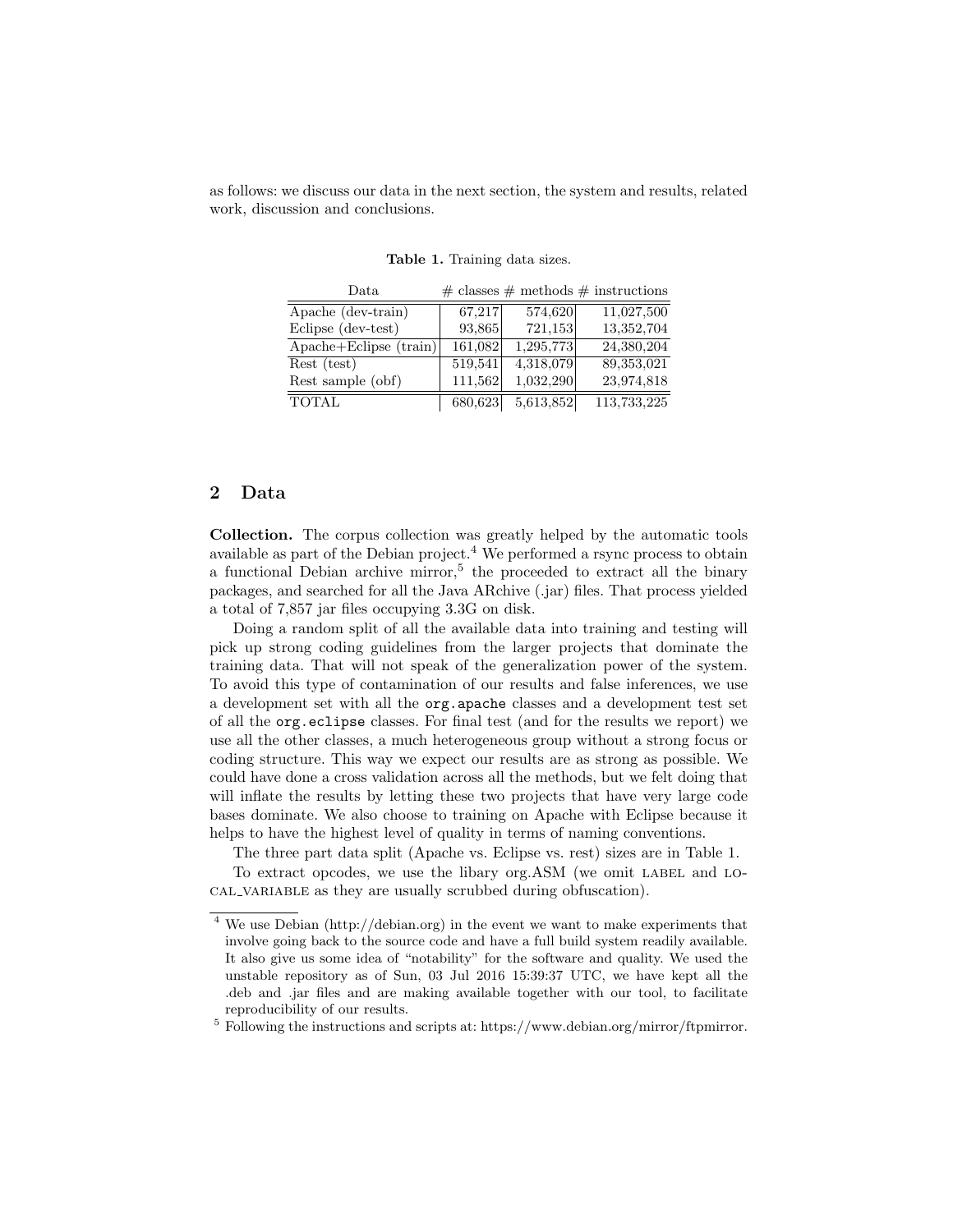as follows: we discuss our data in the next section, the system and results, related work, discussion and conclusions.

**Table 1.** Training data sizes.

| Data | # classes | # methods | # instructions |
|---|---|---|---|
| Apache (dev-train) | 67,217 | 574,620 | 11,027,500 |
| Eclipse (dev-test) | 93,865 | 721,153 | 13,352,704 |
| Apache+Eclipse (train) | 161,082 | 1,295,773 | 24,380,204 |
| Rest (test) | 519,541 | 4,318,079 | 89,353,021 |
| Rest sample (obf) | 111,562 | 1,032,290 | 23,974,818 |
| TOTAL | 680,623 | 5,613,852 | 113,733,225 |

## 2 Data

**Collection.** The corpus collection was greatly helped by the automatic tools available as part of the Debian project.[4] We performed a rsync process to obtain a functional Debian archive mirror,[5] the proceeded to extract all the binary packages, and searched for all the Java ARchive (.jar) files. That process yielded a total of 7,857 jar files occupying 3.3G on disk.

Doing a random split of all the available data into training and testing will pick up strong coding guidelines from the larger projects that dominate the training data. That will not speak of the generalization power of the system. To avoid this type of contamination of our results and false inferences, we use a development set with all the `org.apache` classes and a development test set of all the `org.eclipse` classes. For final test (and for the results we report) we use all the other classes, a much heterogeneous group without a strong focus or coding structure. This way we expect our results are as strong as possible. We could have done a cross validation across all the methods, but we felt doing that will inflate the results by letting these two projects that have very large code bases dominate. We also choose to training on Apache with Eclipse because it helps to have the highest level of quality in terms of naming conventions.

The three part data split (Apache vs. Eclipse vs. rest) sizes are in Table 1.

To extract opcodes, we use the libary org.ASM (we omit LABEL and LOCAL_VARIABLE as they are usually scrubbed during obfuscation).

[4] We use Debian (http://debian.org) in the event we want to make experiments that involve going back to the source code and have a full build system readily available. It also give us some idea of "notability" for the software and quality. We used the unstable repository as of Sun, 03 Jul 2016 15:39:37 UTC, we have kept all the .deb and .jar files and are making available together with our tool, to facilitate reproducibility of our results.

[5] Following the instructions and scripts at: https://www.debian.org/mirror/ftpmirror.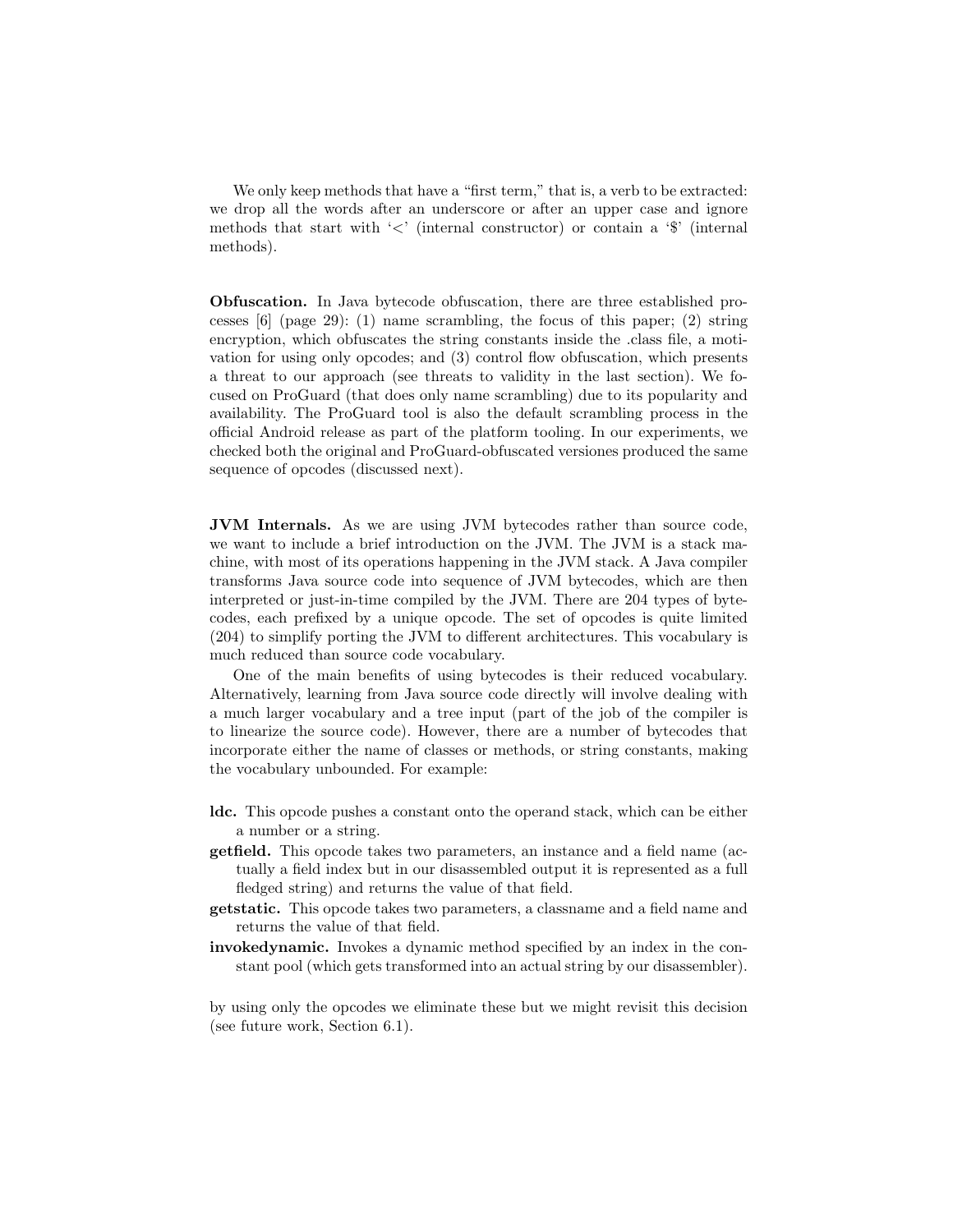We only keep methods that have a "first term," that is, a verb to be extracted: we drop all the words after an underscore or after an upper case and ignore methods that start with '<' (internal constructor) or contain a '$' (internal methods).

**Obfuscation.** In Java bytecode obfuscation, there are three established processes [6] (page 29): (1) name scrambling, the focus of this paper; (2) string encryption, which obfuscates the string constants inside the .class file, a motivation for using only opcodes; and (3) control flow obfuscation, which presents a threat to our approach (see threats to validity in the last section). We focused on ProGuard (that does only name scrambling) due to its popularity and availability. The ProGuard tool is also the default scrambling process in the official Android release as part of the platform tooling. In our experiments, we checked both the original and ProGuard-obfuscated versiones produced the same sequence of opcodes (discussed next).

**JVM Internals.** As we are using JVM bytecodes rather than source code, we want to include a brief introduction on the JVM. The JVM is a stack machine, with most of its operations happening in the JVM stack. A Java compiler transforms Java source code into sequence of JVM bytecodes, which are then interpreted or just-in-time compiled by the JVM. There are 204 types of bytecodes, each prefixed by a unique opcode. The set of opcodes is quite limited (204) to simplify porting the JVM to different architectures. This vocabulary is much reduced than source code vocabulary.

One of the main benefits of using bytecodes is their reduced vocabulary. Alternatively, learning from Java source code directly will involve dealing with a much larger vocabulary and a tree input (part of the job of the compiler is to linearize the source code). However, there are a number of bytecodes that incorporate either the name of classes or methods, or string constants, making the vocabulary unbounded. For example:

- **ldc.** This opcode pushes a constant onto the operand stack, which can be either a number or a string.
- **getfield.** This opcode takes two parameters, an instance and a field name (actually a field index but in our disassembled output it is represented as a full fledged string) and returns the value of that field.
- **getstatic.** This opcode takes two parameters, a classname and a field name and returns the value of that field.
- **invokedynamic.** Invokes a dynamic method specified by an index in the constant pool (which gets transformed into an actual string by our disassembler).

by using only the opcodes we eliminate these but we might revisit this decision (see future work, Section 6.1).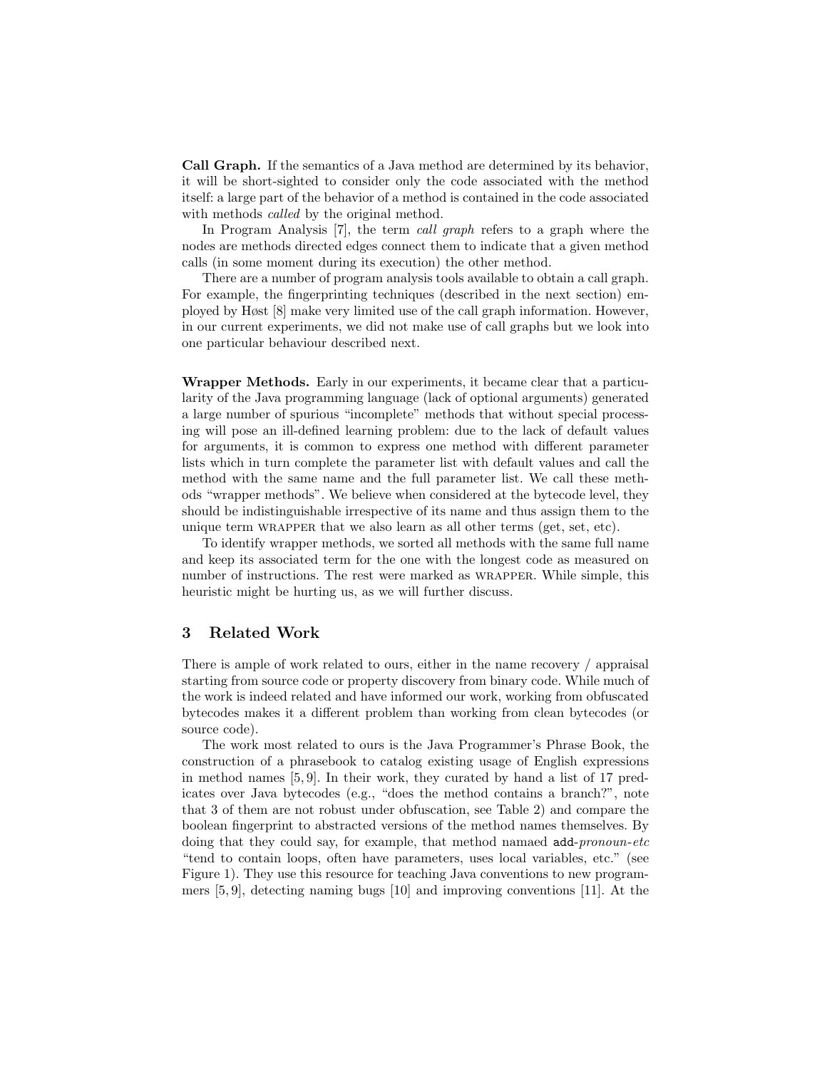**Call Graph.** If the semantics of a Java method are determined by its behavior, it will be short-sighted to consider only the code associated with the method itself: a large part of the behavior of a method is contained in the code associated with methods *called* by the original method.

In Program Analysis [7], the term *call graph* refers to a graph where the nodes are methods directed edges connect them to indicate that a given method calls (in some moment during its execution) the other method.

There are a number of program analysis tools available to obtain a call graph. For example, the fingerprinting techniques (described in the next section) employed by Høst [8] make very limited use of the call graph information. However, in our current experiments, we did not make use of call graphs but we look into one particular behaviour described next.

**Wrapper Methods.** Early in our experiments, it became clear that a particularity of the Java programming language (lack of optional arguments) generated a large number of spurious "incomplete" methods that without special processing will pose an ill-defined learning problem: due to the lack of default values for arguments, it is common to express one method with different parameter lists which in turn complete the parameter list with default values and call the method with the same name and the full parameter list. We call these methods "wrapper methods". We believe when considered at the bytecode level, they should be indistinguishable irrespective of its name and thus assign them to the unique term WRAPPER that we also learn as all other terms (get, set, etc).

To identify wrapper methods, we sorted all methods with the same full name and keep its associated term for the one with the longest code as measured on number of instructions. The rest were marked as WRAPPER. While simple, this heuristic might be hurting us, as we will further discuss.

## 3 Related Work

There is ample of work related to ours, either in the name recovery / appraisal starting from source code or property discovery from binary code. While much of the work is indeed related and have informed our work, working from obfuscated bytecodes makes it a different problem than working from clean bytecodes (or source code).

The work most related to ours is the Java Programmer's Phrase Book, the construction of a phrasebook to catalog existing usage of English expressions in method names [5, 9]. In their work, they curated by hand a list of 17 predicates over Java bytecodes (e.g., "does the method contains a branch?", note that 3 of them are not robust under obfuscation, see Table 2) and compare the boolean fingerprint to abstracted versions of the method names themselves. By doing that they could say, for example, that method namaed `add`-*pronoun-etc* "tend to contain loops, often have parameters, uses local variables, etc." (see Figure 1). They use this resource for teaching Java conventions to new programmers [5, 9], detecting naming bugs [10] and improving conventions [11]. At the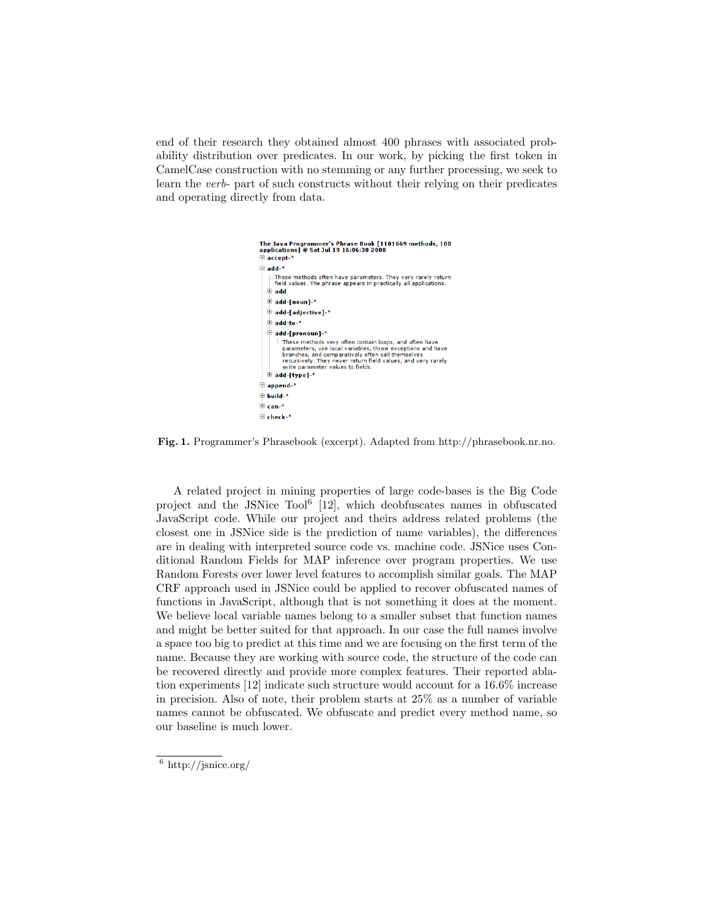end of their research they obtained almost 400 phrases with associated probability distribution over predicates. In our work, by picking the first token in CamelCase construction with no stemming or any further processing, we seek to learn the *verb*- part of such constructs without their relying on their predicates and operating directly from data.

**The Java Programmer's Phrase Book [1101669 methods, 100 applications] @ Sat Jul 19 16:06:30 2008**

- accept-*
- add-*
  - These methods often have parameters. They very rarely return field values. The phrase appears in practically all applications.
  - add
  - add-[noun]-*
  - add-[adjective]-*
  - add-to-*
  - add-[pronoun]-*
    - These methods very often contain loops, and often have parameters, use local variables, throw exceptions and have branches, and comparatively often call themselves recursively. They never return field values, and very rarely write parameter values to fields.
  - add-[type]-*
- append-*
- build-*
- can-*
- check-*

**Fig. 1.** Programmer's Phrasebook (excerpt). Adapted from http://phrasebook.nr.no.

A related project in mining properties of large code-bases is the Big Code project and the JSNice Tool[6] [12], which deobfuscates names in obfuscated JavaScript code. While our project and theirs address related problems (the closest one in JSNice side is the prediction of name variables), the differences are in dealing with interpreted source code vs. machine code. JSNice uses Conditional Random Fields for MAP inference over program properties. We use Random Forests over lower level features to accomplish similar goals. The MAP CRF approach used in JSNice could be applied to recover obfuscated names of functions in JavaScript, although that is not something it does at the moment. We believe local variable names belong to a smaller subset that function names and might be better suited for that approach. In our case the full names involve a space too big to predict at this time and we are focusing on the first term of the name. Because they are working with source code, the structure of the code can be recovered directly and provide more complex features. Their reported ablation experiments [12] indicate such structure would account for a 16.6% increase in precision. Also of note, their problem starts at 25% as a number of variable names cannot be obfuscated. We obfuscate and predict every method name, so our baseline is much lower.

[6] http://jsnice.org/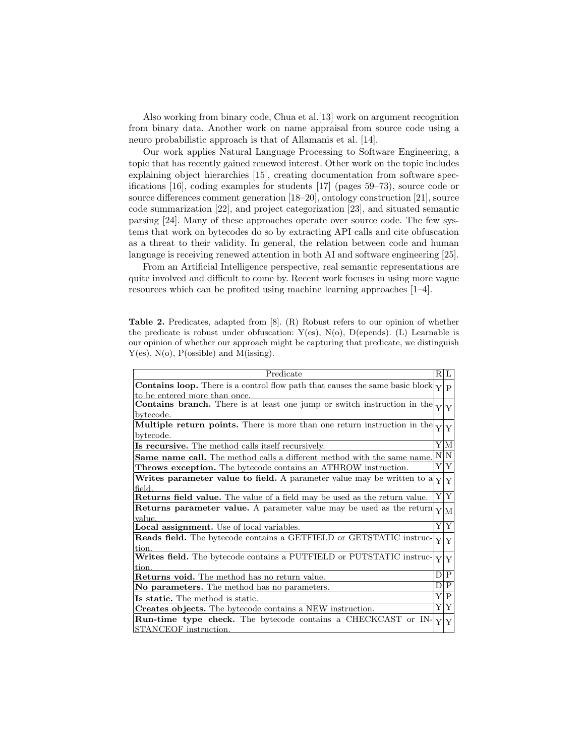Also working from binary code, Chua et al.[13] work on argument recognition from binary data. Another work on name appraisal from source code using a neuro probabilistic approach is that of Allamanis et al. [14].

Our work applies Natural Language Processing to Software Engineering, a topic that has recently gained renewed interest. Other work on the topic includes explaining object hierarchies [15], creating documentation from software specifications [16], coding examples for students [17] (pages 59–73), source code or source differences comment generation [18–20], ontology construction [21], source code summarization [22], and project categorization [23], and situated semantic parsing [24]. Many of these approaches operate over source code. The few systems that work on bytecodes do so by extracting API calls and cite obfuscation as a threat to their validity. In general, the relation between code and human language is receiving renewed attention in both AI and software engineering [25].

From an Artificial Intelligence perspective, real semantic representations are quite involved and difficult to come by. Recent work focuses in using more vague resources which can be profited using machine learning approaches [1–4].

**Table 2.** Predicates, adapted from [8]. (R) Robust refers to our opinion of whether the predicate is robust under obfuscation: Y(es), N(o), D(epends). (L) Learnable is our opinion of whether our approach might be capturing that predicate, we distinguish Y(es), N(o), P(ossible) and M(issing).

| Predicate | R | L |
|---|---|---|
| **Contains loop.** There is a control flow path that causes the same basic block to be entered more than once. | Y | P |
| **Contains branch.** There is at least one jump or switch instruction in the bytecode. | Y | Y |
| **Multiple return points.** There is more than one return instruction in the bytecode. | Y | Y |
| **Is recursive.** The method calls itself recursively. | Y | M |
| **Same name call.** The method calls a different method with the same name. | N | N |
| **Throws exception.** The bytecode contains an ATHROW instruction. | Y | Y |
| **Writes parameter value to field.** A parameter value may be written to a field. | Y | Y |
| **Returns field value.** The value of a field may be used as the return value. | Y | Y |
| **Returns parameter value.** A parameter value may be used as the return value. | Y | M |
| **Local assignment.** Use of local variables. | Y | Y |
| **Reads field.** The bytecode contains a GETFIELD or GETSTATIC instruction. | Y | Y |
| **Writes field.** The bytecode contains a PUTFIELD or PUTSTATIC instruction. | Y | Y |
| **Returns void.** The method has no return value. | D | P |
| **No parameters.** The method has no parameters. | D | P |
| **Is static.** The method is static. | Y | P |
| **Creates objects.** The bytecode contains a NEW instruction. | Y | Y |
| **Run-time type check.** The bytecode contains a CHECKCAST or INSTANCEOF instruction. | Y | Y |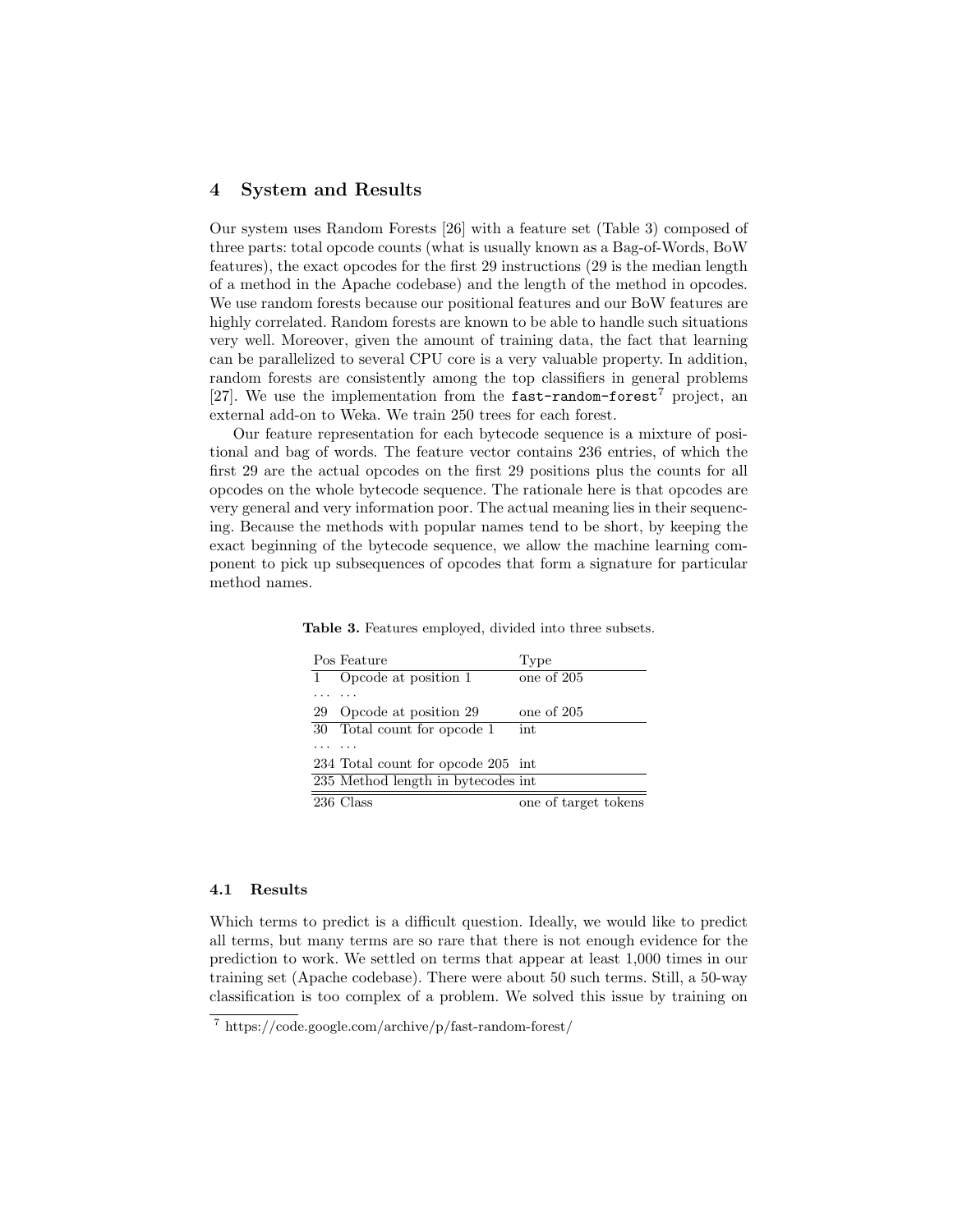## 4 System and Results

Our system uses Random Forests [26] with a feature set (Table 3) composed of three parts: total opcode counts (what is usually known as a Bag-of-Words, BoW features), the exact opcodes for the first 29 instructions (29 is the median length of a method in the Apache codebase) and the length of the method in opcodes. We use random forests because our positional features and our BoW features are highly correlated. Random forests are known to be able to handle such situations very well. Moreover, given the amount of training data, the fact that learning can be parallelized to several CPU core is a very valuable property. In addition, random forests are consistently among the top classifiers in general problems [27]. We use the implementation from the `fast-random-forest`[7] project, an external add-on to Weka. We train 250 trees for each forest.

Our feature representation for each bytecode sequence is a mixture of positional and bag of words. The feature vector contains 236 entries, of which the first 29 are the actual opcodes on the first 29 positions plus the counts for all opcodes on the whole bytecode sequence. The rationale here is that opcodes are very general and very information poor. The actual meaning lies in their sequencing. Because the methods with popular names tend to be short, by keeping the exact beginning of the bytecode sequence, we allow the machine learning component to pick up subsequences of opcodes that form a signature for particular method names.

**Table 3.** Features employed, divided into three subsets.

| Pos | Feature | Type |
|---|---|---|
| 1 | Opcode at position 1 | one of 205 |
| ... | ... | |
| 29 | Opcode at position 29 | one of 205 |
| 30 | Total count for opcode 1 | int |
| ... | ... | |
| 234 | Total count for opcode 205 | int |
| 235 | Method length in bytecodes | int |
| 236 | Class | one of target tokens |

### 4.1 Results

Which terms to predict is a difficult question. Ideally, we would like to predict all terms, but many terms are so rare that there is not enough evidence for the prediction to work. We settled on terms that appear at least 1,000 times in our training set (Apache codebase). There were about 50 such terms. Still, a 50-way classification is too complex of a problem. We solved this issue by training on

[7] https://code.google.com/archive/p/fast-random-forest/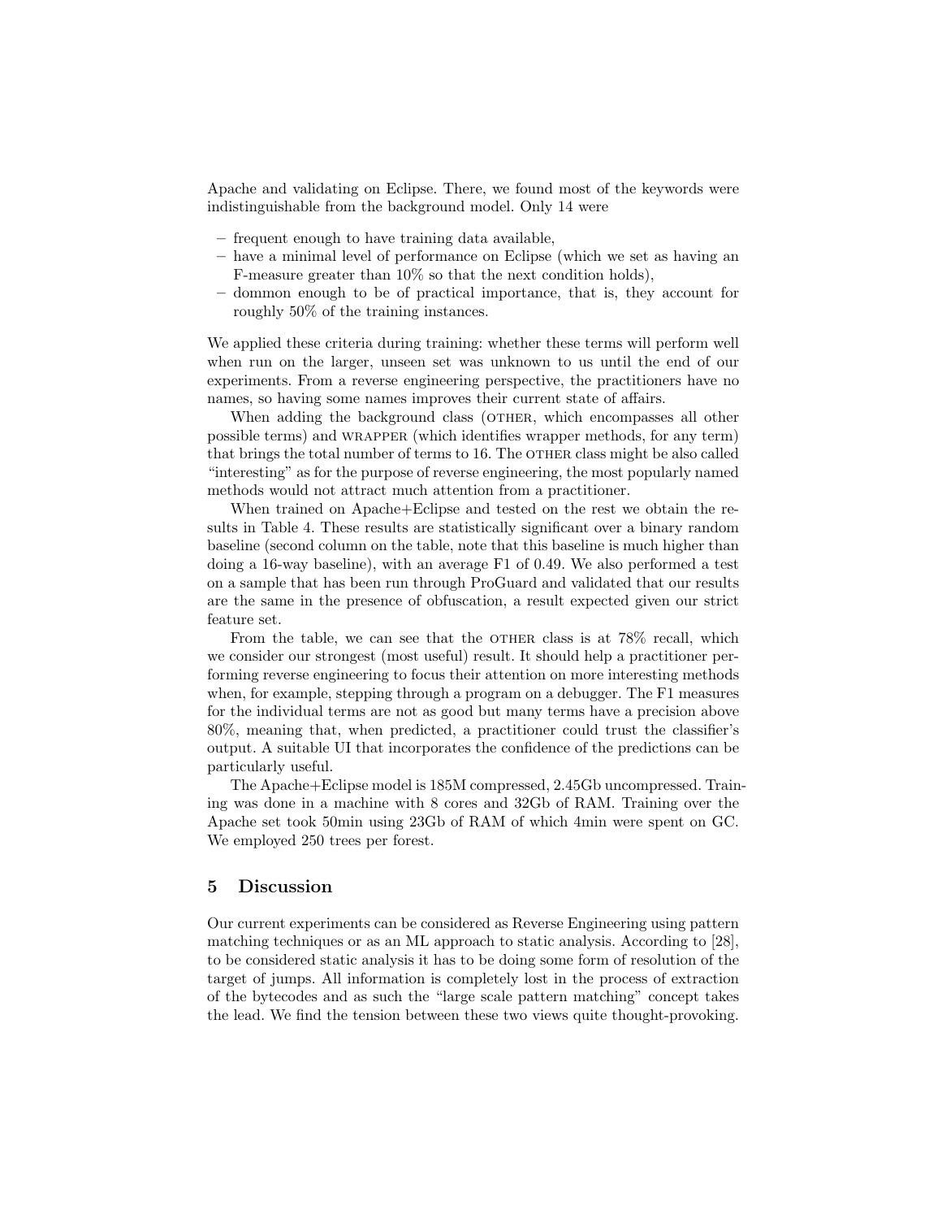Apache and validating on Eclipse. There, we found most of the keywords were indistinguishable from the background model. Only 14 were

- frequent enough to have training data available,
- have a minimal level of performance on Eclipse (which we set as having an F-measure greater than 10% so that the next condition holds),
- dommon enough to be of practical importance, that is, they account for roughly 50% of the training instances.

We applied these criteria during training: whether these terms will perform well when run on the larger, unseen set was unknown to us until the end of our experiments. From a reverse engineering perspective, the practitioners have no names, so having some names improves their current state of affairs.

When adding the background class (OTHER, which encompasses all other possible terms) and WRAPPER (which identifies wrapper methods, for any term) that brings the total number of terms to 16. The OTHER class might be also called "interesting" as for the purpose of reverse engineering, the most popularly named methods would not attract much attention from a practitioner.

When trained on Apache+Eclipse and tested on the rest we obtain the results in Table 4. These results are statistically significant over a binary random baseline (second column on the table, note that this baseline is much higher than doing a 16-way baseline), with an average F1 of 0.49. We also performed a test on a sample that has been run through ProGuard and validated that our results are the same in the presence of obfuscation, a result expected given our strict feature set.

From the table, we can see that the OTHER class is at 78% recall, which we consider our strongest (most useful) result. It should help a practitioner performing reverse engineering to focus their attention on more interesting methods when, for example, stepping through a program on a debugger. The F1 measures for the individual terms are not as good but many terms have a precision above 80%, meaning that, when predicted, a practitioner could trust the classifier's output. A suitable UI that incorporates the confidence of the predictions can be particularly useful.

The Apache+Eclipse model is 185M compressed, 2.45Gb uncompressed. Training was done in a machine with 8 cores and 32Gb of RAM. Training over the Apache set took 50min using 23Gb of RAM of which 4min were spent on GC. We employed 250 trees per forest.

## 5 Discussion

Our current experiments can be considered as Reverse Engineering using pattern matching techniques or as an ML approach to static analysis. According to [28], to be considered static analysis it has to be doing some form of resolution of the target of jumps. All information is completely lost in the process of extraction of the bytecodes and as such the "large scale pattern matching" concept takes the lead. We find the tension between these two views quite thought-provoking.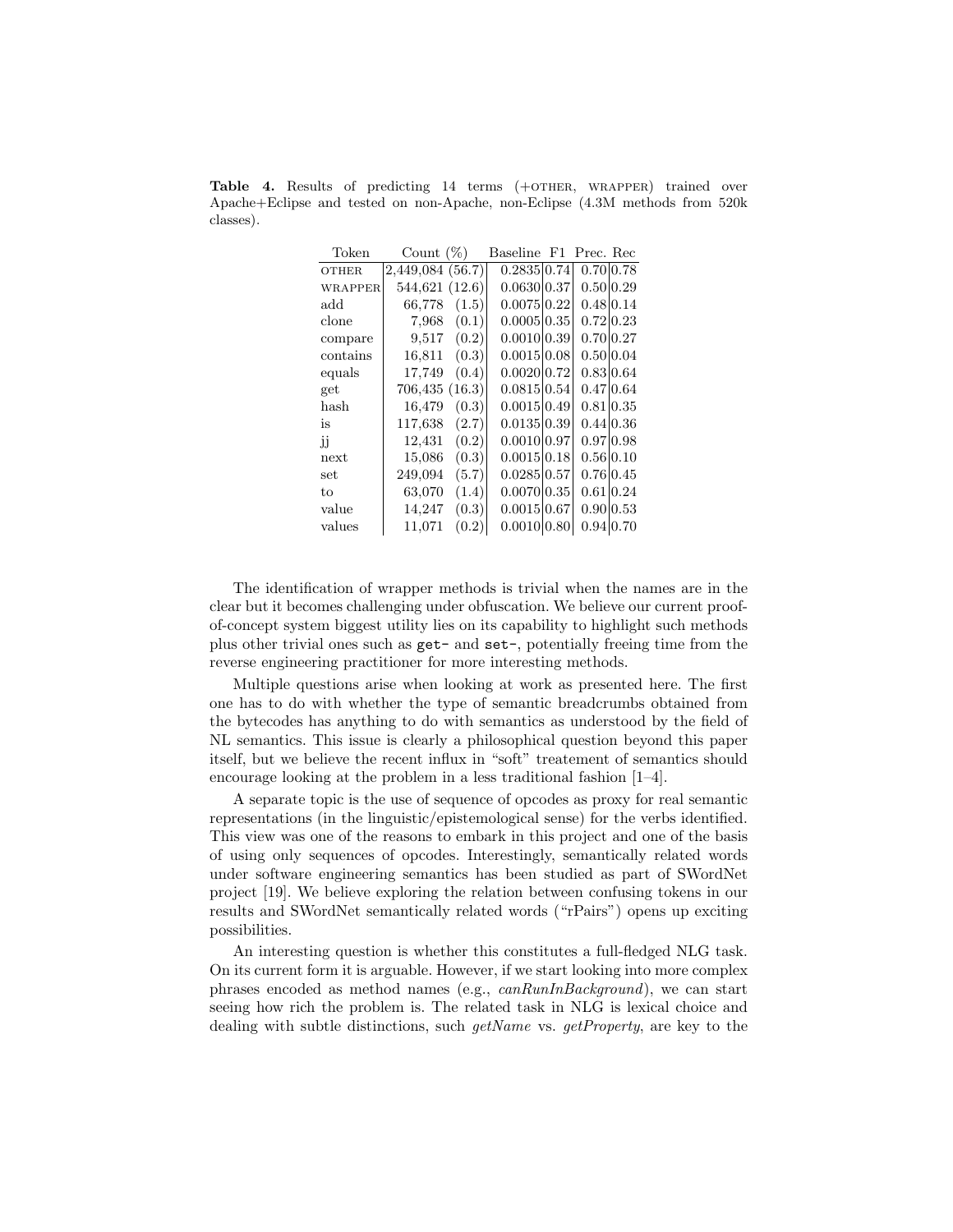**Table 4.** Results of predicting 14 terms (+OTHER, WRAPPER) trained over Apache+Eclipse and tested on non-Apache, non-Eclipse (4.3M methods from 520k classes).

| Token | Count (%) | Baseline | F1 | Prec. | Rec |
|---|---|---|---|---|---|
| OTHER | 2,449,084 (56.7) | 0.2835 | 0.74 | 0.70 | 0.78 |
| WRAPPER | 544,621 (12.6) | 0.0630 | 0.37 | 0.50 | 0.29 |
| add | 66,778 (1.5) | 0.0075 | 0.22 | 0.48 | 0.14 |
| clone | 7,968 (0.1) | 0.0005 | 0.35 | 0.72 | 0.23 |
| compare | 9,517 (0.2) | 0.0010 | 0.39 | 0.70 | 0.27 |
| contains | 16,811 (0.3) | 0.0015 | 0.08 | 0.50 | 0.04 |
| equals | 17,749 (0.4) | 0.0020 | 0.72 | 0.83 | 0.64 |
| get | 706,435 (16.3) | 0.0815 | 0.54 | 0.47 | 0.64 |
| hash | 16,479 (0.3) | 0.0015 | 0.49 | 0.81 | 0.35 |
| is | 117,638 (2.7) | 0.0135 | 0.39 | 0.44 | 0.36 |
| jj | 12,431 (0.2) | 0.0010 | 0.97 | 0.97 | 0.98 |
| next | 15,086 (0.3) | 0.0015 | 0.18 | 0.56 | 0.10 |
| set | 249,094 (5.7) | 0.0285 | 0.57 | 0.76 | 0.45 |
| to | 63,070 (1.4) | 0.0070 | 0.35 | 0.61 | 0.24 |
| value | 14,247 (0.3) | 0.0015 | 0.67 | 0.90 | 0.53 |
| values | 11,071 (0.2) | 0.0010 | 0.80 | 0.94 | 0.70 |

The identification of wrapper methods is trivial when the names are in the clear but it becomes challenging under obfuscation. We believe our current proof-of-concept system biggest utility lies on its capability to highlight such methods plus other trivial ones such as `get-` and `set-`, potentially freeing time from the reverse engineering practitioner for more interesting methods.

Multiple questions arise when looking at work as presented here. The first one has to do with whether the type of semantic breadcrumbs obtained from the bytecodes has anything to do with semantics as understood by the field of NL semantics. This issue is clearly a philosophical question beyond this paper itself, but we believe the recent influx in "soft" treatement of semantics should encourage looking at the problem in a less traditional fashion [1–4].

A separate topic is the use of sequence of opcodes as proxy for real semantic representations (in the linguistic/epistemological sense) for the verbs identified. This view was one of the reasons to embark in this project and one of the basis of using only sequences of opcodes. Interestingly, semantically related words under software engineering semantics has been studied as part of SWordNet project [19]. We believe exploring the relation between confusing tokens in our results and SWordNet semantically related words ("rPairs") opens up exciting possibilities.

An interesting question is whether this constitutes a full-fledged NLG task. On its current form it is arguable. However, if we start looking into more complex phrases encoded as method names (e.g., *canRunInBackground*), we can start seeing how rich the problem is. The related task in NLG is lexical choice and dealing with subtle distinctions, such *getName* vs. *getProperty*, are key to the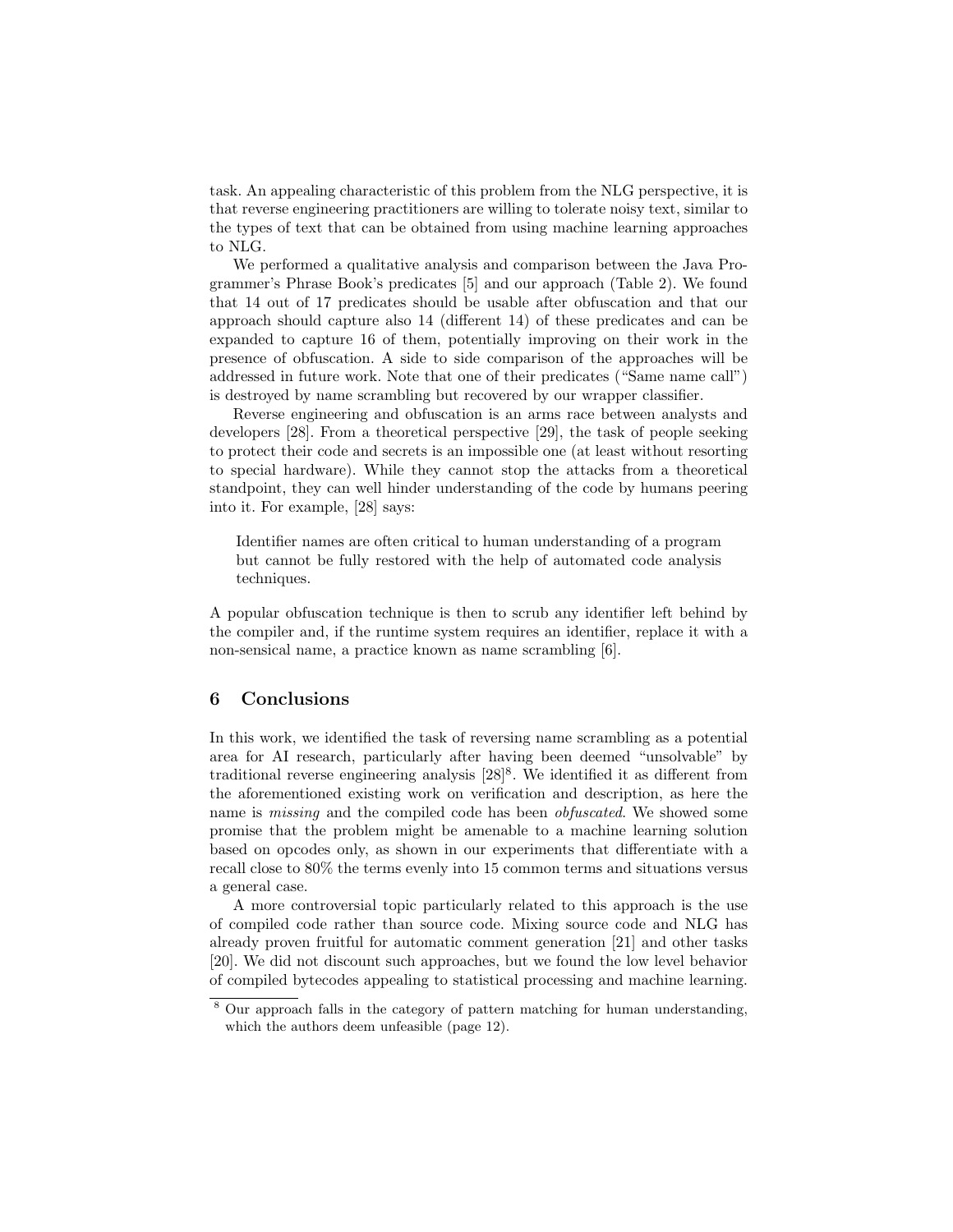task. An appealing characteristic of this problem from the NLG perspective, it is that reverse engineering practitioners are willing to tolerate noisy text, similar to the types of text that can be obtained from using machine learning approaches to NLG.

We performed a qualitative analysis and comparison between the Java Programmer's Phrase Book's predicates [5] and our approach (Table 2). We found that 14 out of 17 predicates should be usable after obfuscation and that our approach should capture also 14 (different 14) of these predicates and can be expanded to capture 16 of them, potentially improving on their work in the presence of obfuscation. A side to side comparison of the approaches will be addressed in future work. Note that one of their predicates ("Same name call") is destroyed by name scrambling but recovered by our wrapper classifier.

Reverse engineering and obfuscation is an arms race between analysts and developers [28]. From a theoretical perspective [29], the task of people seeking to protect their code and secrets is an impossible one (at least without resorting to special hardware). While they cannot stop the attacks from a theoretical standpoint, they can well hinder understanding of the code by humans peering into it. For example, [28] says:

> Identifier names are often critical to human understanding of a program but cannot be fully restored with the help of automated code analysis techniques.

A popular obfuscation technique is then to scrub any identifier left behind by the compiler and, if the runtime system requires an identifier, replace it with a non-sensical name, a practice known as name scrambling [6].

## 6 Conclusions

In this work, we identified the task of reversing name scrambling as a potential area for AI research, particularly after having been deemed "unsolvable" by traditional reverse engineering analysis [28][8]. We identified it as different from the aforementioned existing work on verification and description, as here the name is *missing* and the compiled code has been *obfuscated*. We showed some promise that the problem might be amenable to a machine learning solution based on opcodes only, as shown in our experiments that differentiate with a recall close to 80% the terms evenly into 15 common terms and situations versus a general case.

A more controversial topic particularly related to this approach is the use of compiled code rather than source code. Mixing source code and NLG has already proven fruitful for automatic comment generation [21] and other tasks [20]. We did not discount such approaches, but we found the low level behavior of compiled bytecodes appealing to statistical processing and machine learning.

[8] Our approach falls in the category of pattern matching for human understanding, which the authors deem unfeasible (page 12).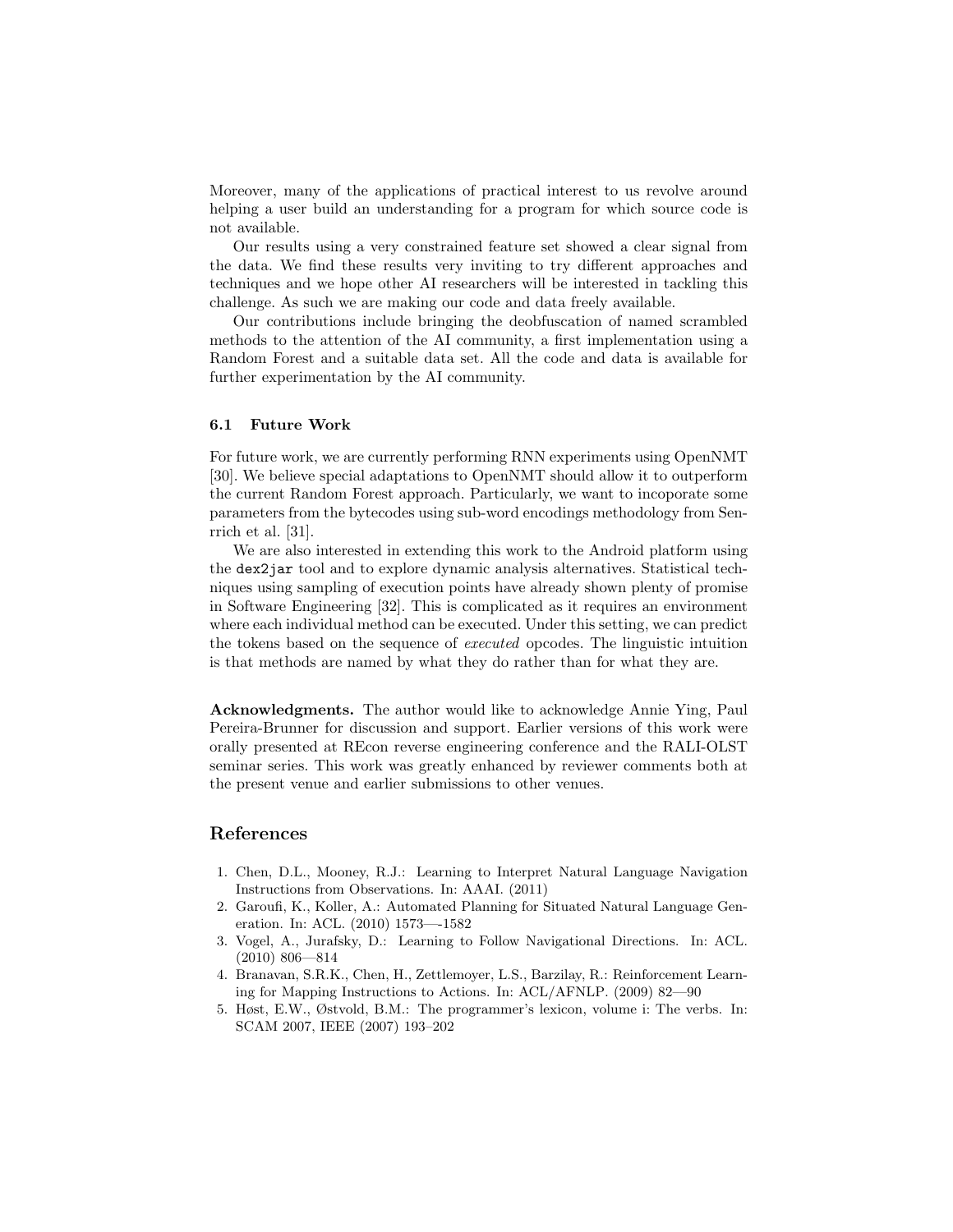Moreover, many of the applications of practical interest to us revolve around helping a user build an understanding for a program for which source code is not available.

Our results using a very constrained feature set showed a clear signal from the data. We find these results very inviting to try different approaches and techniques and we hope other AI researchers will be interested in tackling this challenge. As such we are making our code and data freely available.

Our contributions include bringing the deobfuscation of named scrambled methods to the attention of the AI community, a first implementation using a Random Forest and a suitable data set. All the code and data is available for further experimentation by the AI community.

### 6.1 Future Work

For future work, we are currently performing RNN experiments using OpenNMT [30]. We believe special adaptations to OpenNMT should allow it to outperform the current Random Forest approach. Particularly, we want to incoporate some parameters from the bytecodes using sub-word encodings methodology from Senrrich et al. [31].

We are also interested in extending this work to the Android platform using the `dex2jar` tool and to explore dynamic analysis alternatives. Statistical techniques using sampling of execution points have already shown plenty of promise in Software Engineering [32]. This is complicated as it requires an environment where each individual method can be executed. Under this setting, we can predict the tokens based on the sequence of *executed* opcodes. The linguistic intuition is that methods are named by what they do rather than for what they are.

**Acknowledgments.** The author would like to acknowledge Annie Ying, Paul Pereira-Brunner for discussion and support. Earlier versions of this work were orally presented at REcon reverse engineering conference and the RALI-OLST seminar series. This work was greatly enhanced by reviewer comments both at the present venue and earlier submissions to other venues.

## References

1. Chen, D.L., Mooney, R.J.: Learning to Interpret Natural Language Navigation Instructions from Observations. In: AAAI. (2011)
2. Garoufi, K., Koller, A.: Automated Planning for Situated Natural Language Generation. In: ACL. (2010) 1573—-1582
3. Vogel, A., Jurafsky, D.: Learning to Follow Navigational Directions. In: ACL. (2010) 806—814
4. Branavan, S.R.K., Chen, H., Zettlemoyer, L.S., Barzilay, R.: Reinforcement Learning for Mapping Instructions to Actions. In: ACL/AFNLP. (2009) 82—90
5. Høst, E.W., Østvold, B.M.: The programmer's lexicon, volume i: The verbs. In: SCAM 2007, IEEE (2007) 193–202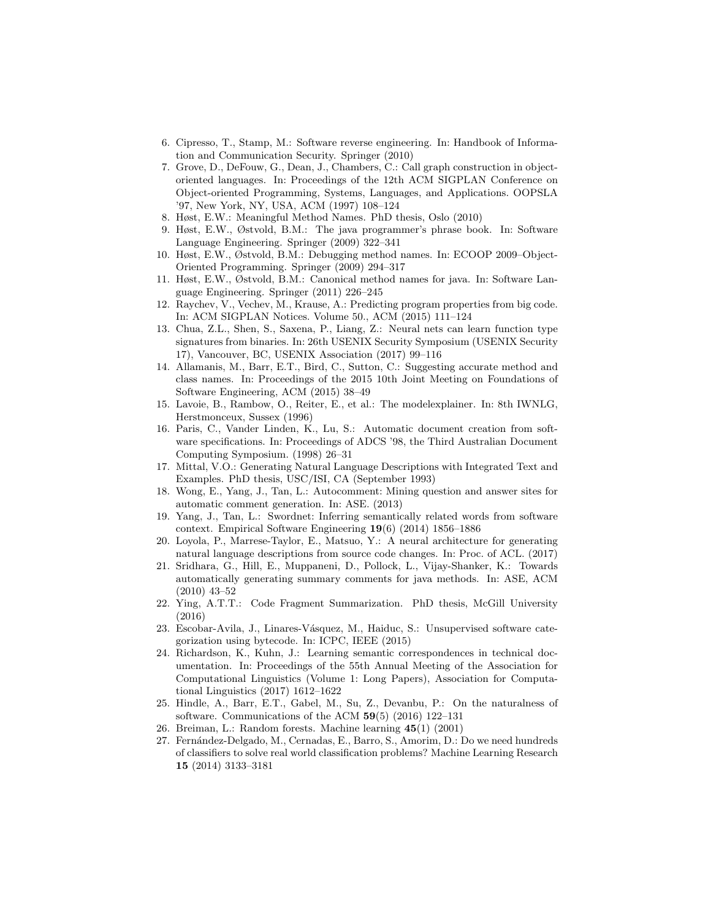6. Cipresso, T., Stamp, M.: Software reverse engineering. In: Handbook of Information and Communication Security. Springer (2010)
7. Grove, D., DeFouw, G., Dean, J., Chambers, C.: Call graph construction in object-oriented languages. In: Proceedings of the 12th ACM SIGPLAN Conference on Object-oriented Programming, Systems, Languages, and Applications. OOPSLA '97, New York, NY, USA, ACM (1997) 108–124
8. Høst, E.W.: Meaningful Method Names. PhD thesis, Oslo (2010)
9. Høst, E.W., Østvold, B.M.: The java programmer's phrase book. In: Software Language Engineering. Springer (2009) 322–341
10. Høst, E.W., Østvold, B.M.: Debugging method names. In: ECOOP 2009–Object-Oriented Programming. Springer (2009) 294–317
11. Høst, E.W., Østvold, B.M.: Canonical method names for java. In: Software Language Engineering. Springer (2011) 226–245
12. Raychev, V., Vechev, M., Krause, A.: Predicting program properties from big code. In: ACM SIGPLAN Notices. Volume 50., ACM (2015) 111–124
13. Chua, Z.L., Shen, S., Saxena, P., Liang, Z.: Neural nets can learn function type signatures from binaries. In: 26th USENIX Security Symposium (USENIX Security 17), Vancouver, BC, USENIX Association (2017) 99–116
14. Allamanis, M., Barr, E.T., Bird, C., Sutton, C.: Suggesting accurate method and class names. In: Proceedings of the 2015 10th Joint Meeting on Foundations of Software Engineering, ACM (2015) 38–49
15. Lavoie, B., Rambow, O., Reiter, E., et al.: The modelexplainer. In: 8th IWNLG, Herstmonceux, Sussex (1996)
16. Paris, C., Vander Linden, K., Lu, S.: Automatic document creation from software specifications. In: Proceedings of ADCS '98, the Third Australian Document Computing Symposium. (1998) 26–31
17. Mittal, V.O.: Generating Natural Language Descriptions with Integrated Text and Examples. PhD thesis, USC/ISI, CA (September 1993)
18. Wong, E., Yang, J., Tan, L.: Autocomment: Mining question and answer sites for automatic comment generation. In: ASE. (2013)
19. Yang, J., Tan, L.: Swordnet: Inferring semantically related words from software context. Empirical Software Engineering **19**(6) (2014) 1856–1886
20. Loyola, P., Marrese-Taylor, E., Matsuo, Y.: A neural architecture for generating natural language descriptions from source code changes. In: Proc. of ACL. (2017)
21. Sridhara, G., Hill, E., Muppaneni, D., Pollock, L., Vijay-Shanker, K.: Towards automatically generating summary comments for java methods. In: ASE, ACM (2010) 43–52
22. Ying, A.T.T.: Code Fragment Summarization. PhD thesis, McGill University (2016)
23. Escobar-Avila, J., Linares-Vásquez, M., Haiduc, S.: Unsupervised software categorization using bytecode. In: ICPC, IEEE (2015)
24. Richardson, K., Kuhn, J.: Learning semantic correspondences in technical documentation. In: Proceedings of the 55th Annual Meeting of the Association for Computational Linguistics (Volume 1: Long Papers), Association for Computational Linguistics (2017) 1612–1622
25. Hindle, A., Barr, E.T., Gabel, M., Su, Z., Devanbu, P.: On the naturalness of software. Communications of the ACM **59**(5) (2016) 122–131
26. Breiman, L.: Random forests. Machine learning **45**(1) (2001)
27. Fernández-Delgado, M., Cernadas, E., Barro, S., Amorim, D.: Do we need hundreds of classifiers to solve real world classification problems? Machine Learning Research **15** (2014) 3133–3181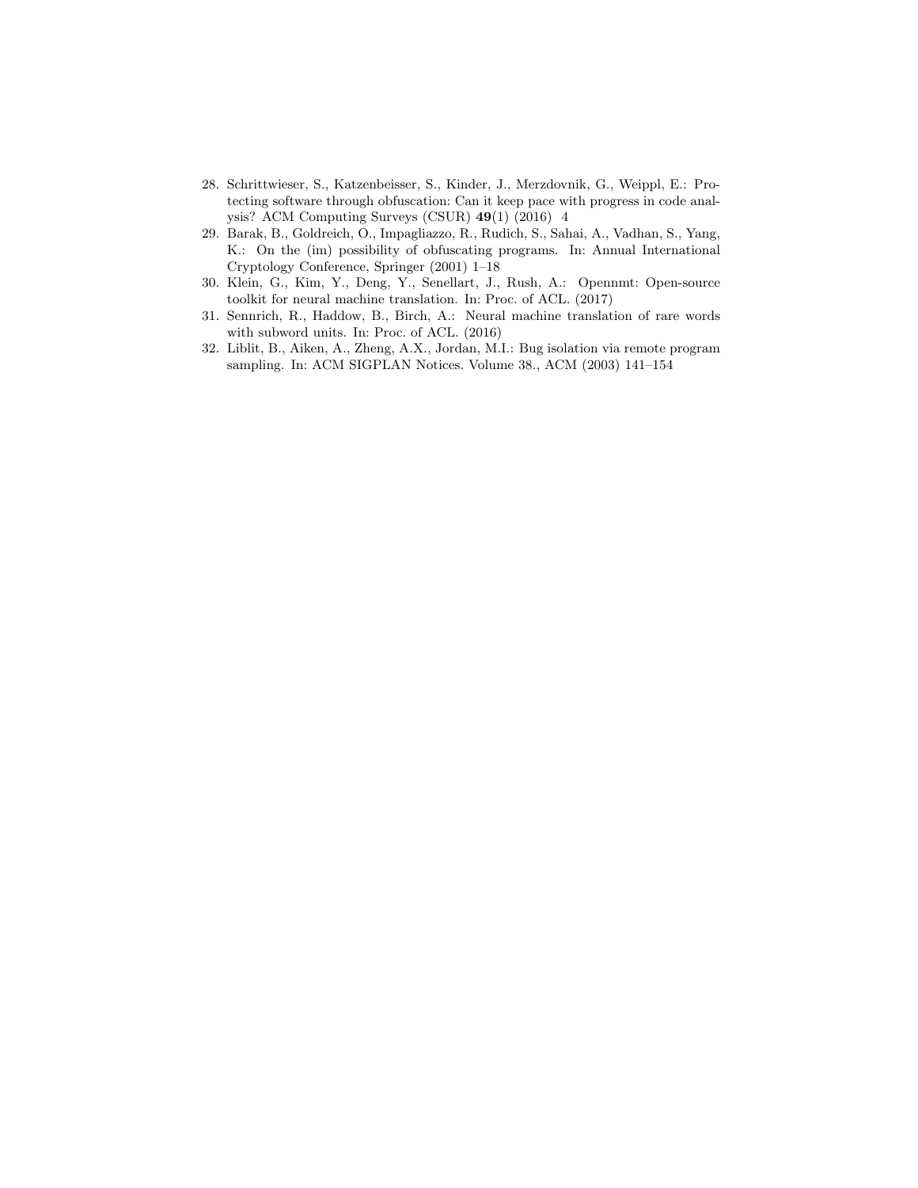28. Schrittwieser, S., Katzenbeisser, S., Kinder, J., Merzdovnik, G., Weippl, E.: Protecting software through obfuscation: Can it keep pace with progress in code analysis? ACM Computing Surveys (CSUR) **49**(1) (2016) 4
29. Barak, B., Goldreich, O., Impagliazzo, R., Rudich, S., Sahai, A., Vadhan, S., Yang, K.: On the (im) possibility of obfuscating programs. In: Annual International Cryptology Conference, Springer (2001) 1–18
30. Klein, G., Kim, Y., Deng, Y., Senellart, J., Rush, A.: Opennmt: Open-source toolkit for neural machine translation. In: Proc. of ACL. (2017)
31. Sennrich, R., Haddow, B., Birch, A.: Neural machine translation of rare words with subword units. In: Proc. of ACL. (2016)
32. Liblit, B., Aiken, A., Zheng, A.X., Jordan, M.I.: Bug isolation via remote program sampling. In: ACM SIGPLAN Notices. Volume 38., ACM (2003) 141–154